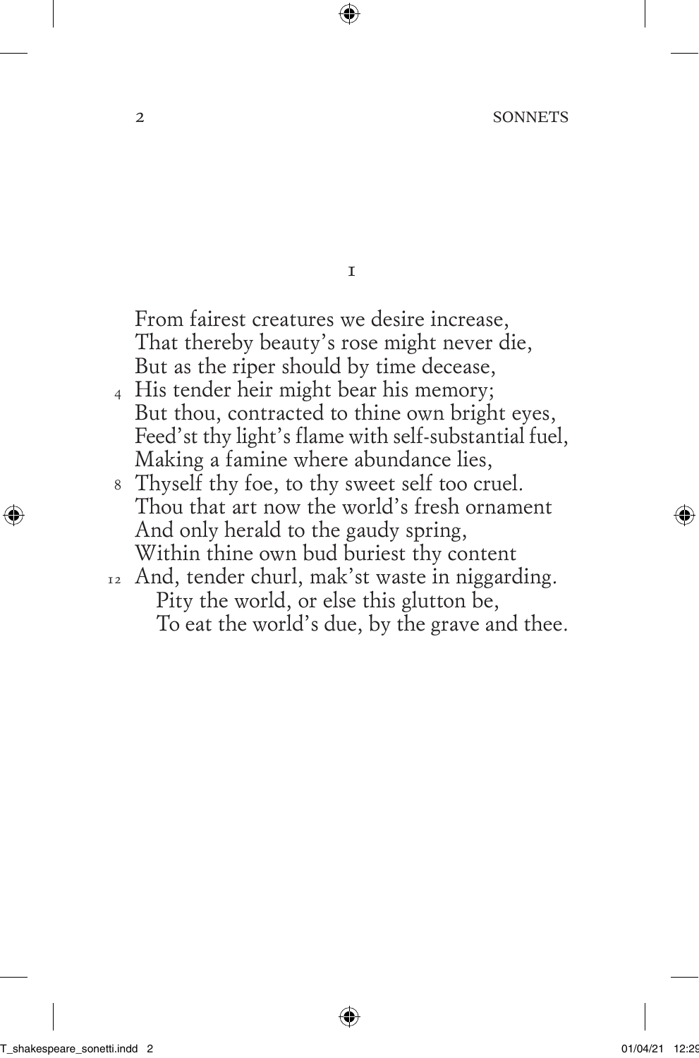## I

From fairest creatures we desire increase,
That thereby beauty's rose might never die,
But as the riper should by time decease,
4 His tender heir might bear his memory;
But thou, contracted to thine own bright eyes,
Feed'st thy light's flame with self-substantial fuel,
Making a famine where abundance lies,
8 Thyself thy foe, to thy sweet self too cruel.
Thou that art now the world's fresh ornament
And only herald to the gaudy spring,
Within thine own bud buriest thy content
12 And, tender churl, mak'st waste in niggarding.
  Pity the world, or else this glutton be,
  To eat the world's due, by the grave and thee.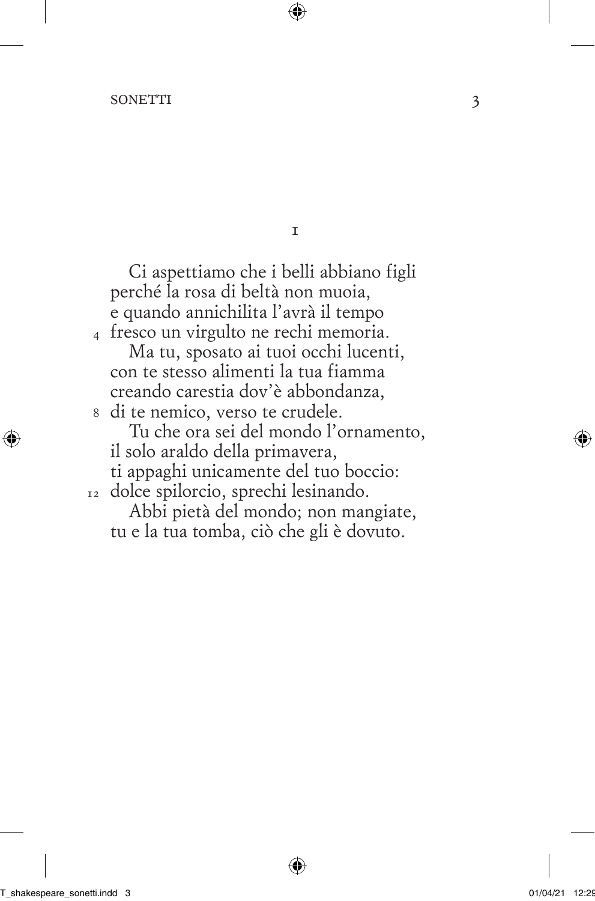## I

Ci aspettiamo che i belli abbiano figli
perché la rosa di beltà non muoia,
e quando annichilita l'avrà il tempo
fresco un virgulto ne rechi memoria. 4

Ma tu, sposato ai tuoi occhi lucenti,
con te stesso alimenti la tua fiamma
creando carestia dov'è abbondanza,
di te nemico, verso te crudele. 8

Tu che ora sei del mondo l'ornamento,
il solo araldo della primavera,
ti appaghi unicamente del tuo boccio:
dolce spilorcio, sprechi lesinando. 12

Abbi pietà del mondo; non mangiate,
tu e la tua tomba, ciò che gli è dovuto.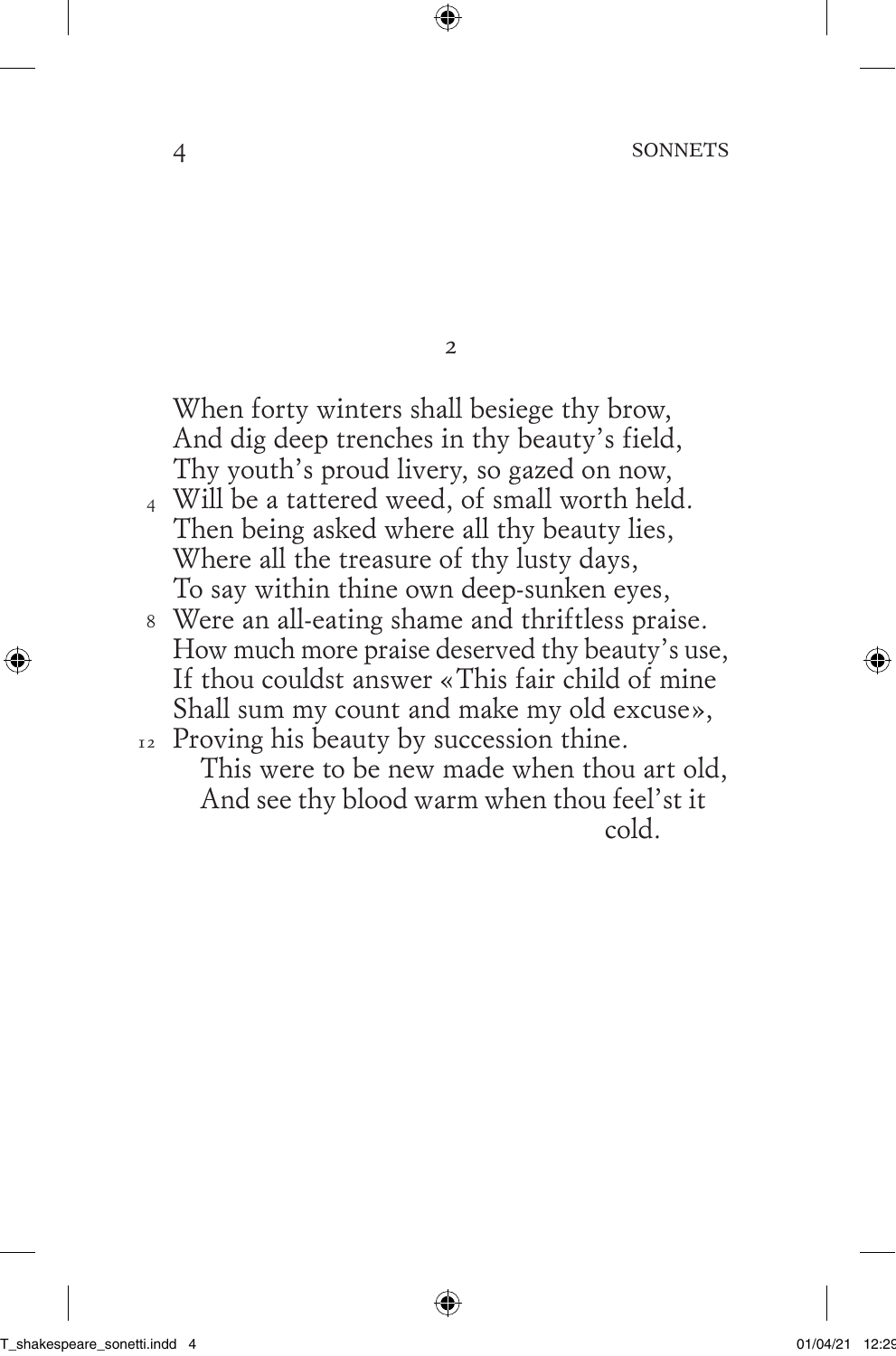## 2

When forty winters shall besiege thy brow,
And dig deep trenches in thy beauty's field,
Thy youth's proud livery, so gazed on now,
4 Will be a tattered weed, of small worth held.
Then being asked where all thy beauty lies,
Where all the treasure of thy lusty days,
To say within thine own deep-sunken eyes,
8 Were an all-eating shame and thriftless praise.
How much more praise deserved thy beauty's use,
If thou couldst answer «This fair child of mine
Shall sum my count and make my old excuse»,
12 Proving his beauty by succession thine.
This were to be new made when thou art old,
And see thy blood warm when thou feel'st it cold.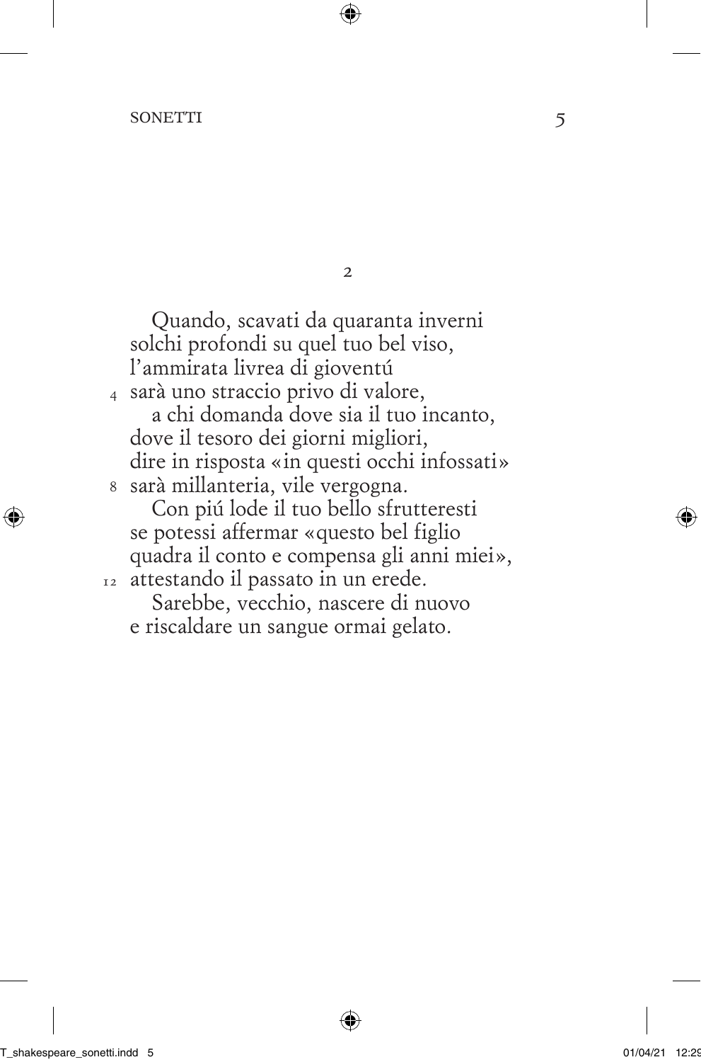## 2

Quando, scavati da quaranta inverni
solchi profondi su quel tuo bel viso,
l'ammirata livrea di gioventú
sarà uno straccio privo di valore,
a chi domanda dove sia il tuo incanto,
dove il tesoro dei giorni migliori,
dire in risposta «in questi occhi infossati»
sarà millanteria, vile vergogna.
Con piú lode il tuo bello sfrutteresti
se potessi affermar «questo bel figlio
quadra il conto e compensa gli anni miei»,
attestando il passato in un erede.
Sarebbe, vecchio, nascere di nuovo
e riscaldare un sangue ormai gelato.